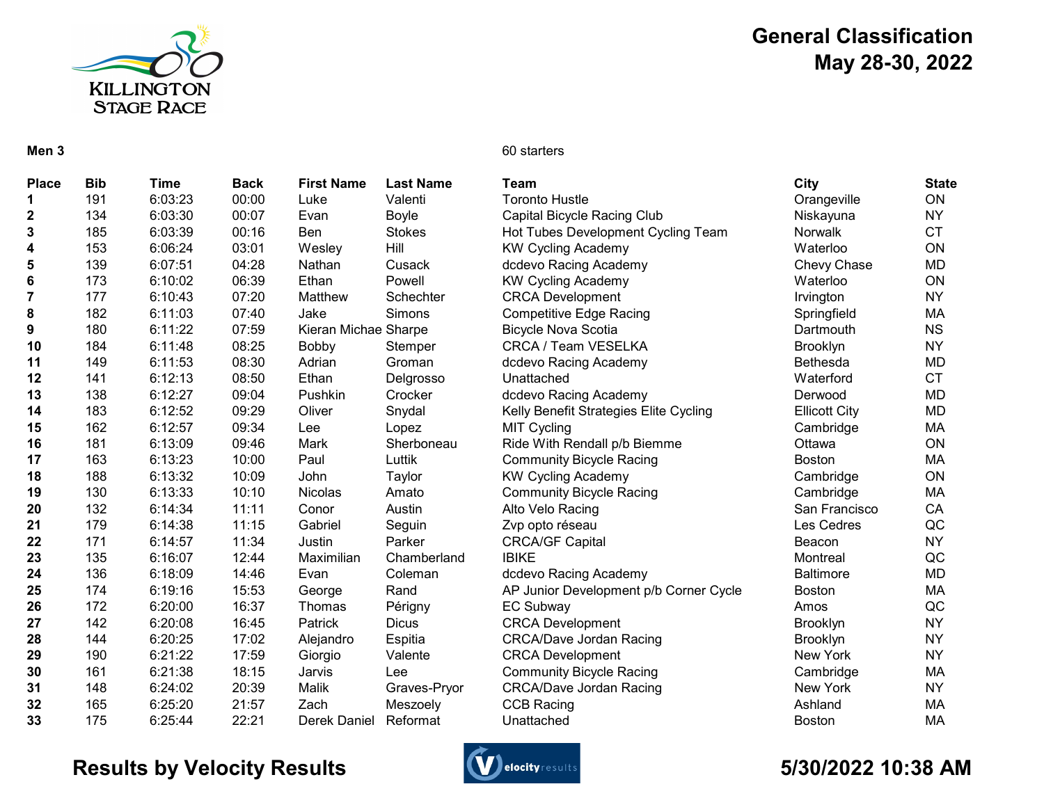# General Classification

## May 28-30, 2022

KILLINGTON STAGE RACE

**Men 3**

60 starters

| Place | Bib | Time | Back | First Name | Last Name | Team | City | State |
|---|---|---|---|---|---|---|---|---|
| 1 | 191 | 6:03:23 | 00:00 | Luke | Valenti | Toronto Hustle | Orangeville | ON |
| 2 | 134 | 6:03:30 | 00:07 | Evan | Boyle | Capital Bicycle Racing Club | Niskayuna | NY |
| 3 | 185 | 6:03:39 | 00:16 | Ben | Stokes | Hot Tubes Development Cycling Team | Norwalk | CT |
| 4 | 153 | 6:06:24 | 03:01 | Wesley | Hill | KW Cycling Academy | Waterloo | ON |
| 5 | 139 | 6:07:51 | 04:28 | Nathan | Cusack | dcdevo Racing Academy | Chevy Chase | MD |
| 6 | 173 | 6:10:02 | 06:39 | Ethan | Powell | KW Cycling Academy | Waterloo | ON |
| 7 | 177 | 6:10:43 | 07:20 | Matthew | Schechter | CRCA Development | Irvington | NY |
| 8 | 182 | 6:11:03 | 07:40 | Jake | Simons | Competitive Edge Racing | Springfield | MA |
| 9 | 180 | 6:11:22 | 07:59 | Kieran Michae | Sharpe | Bicycle Nova Scotia | Dartmouth | NS |
| 10 | 184 | 6:11:48 | 08:25 | Bobby | Stemper | CRCA / Team VESELKA | Brooklyn | NY |
| 11 | 149 | 6:11:53 | 08:30 | Adrian | Groman | dcdevo Racing Academy | Bethesda | MD |
| 12 | 141 | 6:12:13 | 08:50 | Ethan | Delgrosso | Unattached | Waterford | CT |
| 13 | 138 | 6:12:27 | 09:04 | Pushkin | Crocker | dcdevo Racing Academy | Derwood | MD |
| 14 | 183 | 6:12:52 | 09:29 | Oliver | Snydal | Kelly Benefit Strategies Elite Cycling | Ellicott City | MD |
| 15 | 162 | 6:12:57 | 09:34 | Lee | Lopez | MIT Cycling | Cambridge | MA |
| 16 | 181 | 6:13:09 | 09:46 | Mark | Sherboneau | Ride With Rendall p/b Biemme | Ottawa | ON |
| 17 | 163 | 6:13:23 | 10:00 | Paul | Luttik | Community Bicycle Racing | Boston | MA |
| 18 | 188 | 6:13:32 | 10:09 | John | Taylor | KW Cycling Academy | Cambridge | ON |
| 19 | 130 | 6:13:33 | 10:10 | Nicolas | Amato | Community Bicycle Racing | Cambridge | MA |
| 20 | 132 | 6:14:34 | 11:11 | Conor | Austin | Alto Velo Racing | San Francisco | CA |
| 21 | 179 | 6:14:38 | 11:15 | Gabriel | Seguin | Zvp opto réseau | Les Cedres | QC |
| 22 | 171 | 6:14:57 | 11:34 | Justin | Parker | CRCA/GF Capital | Beacon | NY |
| 23 | 135 | 6:16:07 | 12:44 | Maximilian | Chamberland | IBIKE | Montreal | QC |
| 24 | 136 | 6:18:09 | 14:46 | Evan | Coleman | dcdevo Racing Academy | Baltimore | MD |
| 25 | 174 | 6:19:16 | 15:53 | George | Rand | AP Junior Development p/b Corner Cycle | Boston | MA |
| 26 | 172 | 6:20:00 | 16:37 | Thomas | Périgny | EC Subway | Amos | QC |
| 27 | 142 | 6:20:08 | 16:45 | Patrick | Dicus | CRCA Development | Brooklyn | NY |
| 28 | 144 | 6:20:25 | 17:02 | Alejandro | Espitia | CRCA/Dave Jordan Racing | Brooklyn | NY |
| 29 | 190 | 6:21:22 | 17:59 | Giorgio | Valente | CRCA Development | New York | NY |
| 30 | 161 | 6:21:38 | 18:15 | Jarvis | Lee | Community Bicycle Racing | Cambridge | MA |
| 31 | 148 | 6:24:02 | 20:39 | Malik | Graves-Pryor | CRCA/Dave Jordan Racing | New York | NY |
| 32 | 165 | 6:25:20 | 21:57 | Zach | Meszoely | CCB Racing | Ashland | MA |
| 33 | 175 | 6:25:44 | 22:21 | Derek Daniel | Reformat | Unattached | Boston | MA |

**Results by Velocity Results**

**5/30/2022 10:38 AM**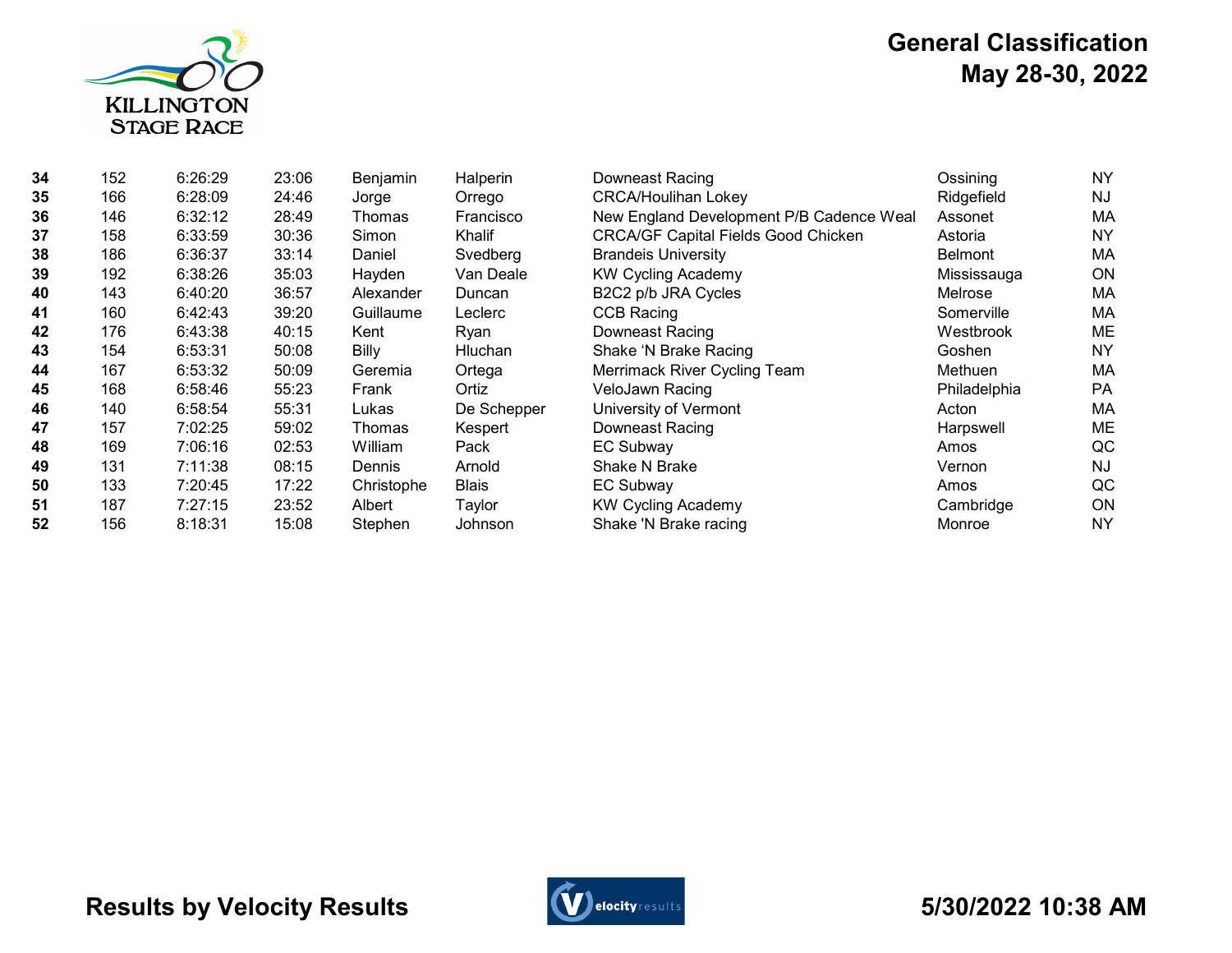# General Classification
## May 28-30, 2022

| | | | | | | | | |
|---|---|---|---|---|---|---|---|---|
| **34** | 152 | 6:26:29 | 23:06 | Benjamin | Halperin | Downeast Racing | Ossining | NY |
| **35** | 166 | 6:28:09 | 24:46 | Jorge | Orrego | CRCA/Houlihan Lokey | Ridgefield | NJ |
| **36** | 146 | 6:32:12 | 28:49 | Thomas | Francisco | New England Development P/B Cadence Weal | Assonet | MA |
| **37** | 158 | 6:33:59 | 30:36 | Simon | Khalif | CRCA/GF Capital Fields Good Chicken | Astoria | NY |
| **38** | 186 | 6:36:37 | 33:14 | Daniel | Svedberg | Brandeis University | Belmont | MA |
| **39** | 192 | 6:38:26 | 35:03 | Hayden | Van Deale | KW Cycling Academy | Mississauga | ON |
| **40** | 143 | 6:40:20 | 36:57 | Alexander | Duncan | B2C2 p/b JRA Cycles | Melrose | MA |
| **41** | 160 | 6:42:43 | 39:20 | Guillaume | Leclerc | CCB Racing | Somerville | MA |
| **42** | 176 | 6:43:38 | 40:15 | Kent | Ryan | Downeast Racing | Westbrook | ME |
| **43** | 154 | 6:53:31 | 50:08 | Billy | Hluchan | Shake 'N Brake Racing | Goshen | NY |
| **44** | 167 | 6:53:32 | 50:09 | Geremia | Ortega | Merrimack River Cycling Team | Methuen | MA |
| **45** | 168 | 6:58:46 | 55:23 | Frank | Ortiz | VeloJawn Racing | Philadelphia | PA |
| **46** | 140 | 6:58:54 | 55:31 | Lukas | De Schepper | University of Vermont | Acton | MA |
| **47** | 157 | 7:02:25 | 59:02 | Thomas | Kespert | Downeast Racing | Harpswell | ME |
| **48** | 169 | 7:06:16 | 02:53 | William | Pack | EC Subway | Amos | QC |
| **49** | 131 | 7:11:38 | 08:15 | Dennis | Arnold | Shake N Brake | Vernon | NJ |
| **50** | 133 | 7:20:45 | 17:22 | Christophe | Blais | EC Subway | Amos | QC |
| **51** | 187 | 7:27:15 | 23:52 | Albert | Taylor | KW Cycling Academy | Cambridge | ON |
| **52** | 156 | 8:18:31 | 15:08 | Stephen | Johnson | Shake 'N Brake racing | Monroe | NY |

**Results by Velocity Results**

**5/30/2022 10:38 AM**